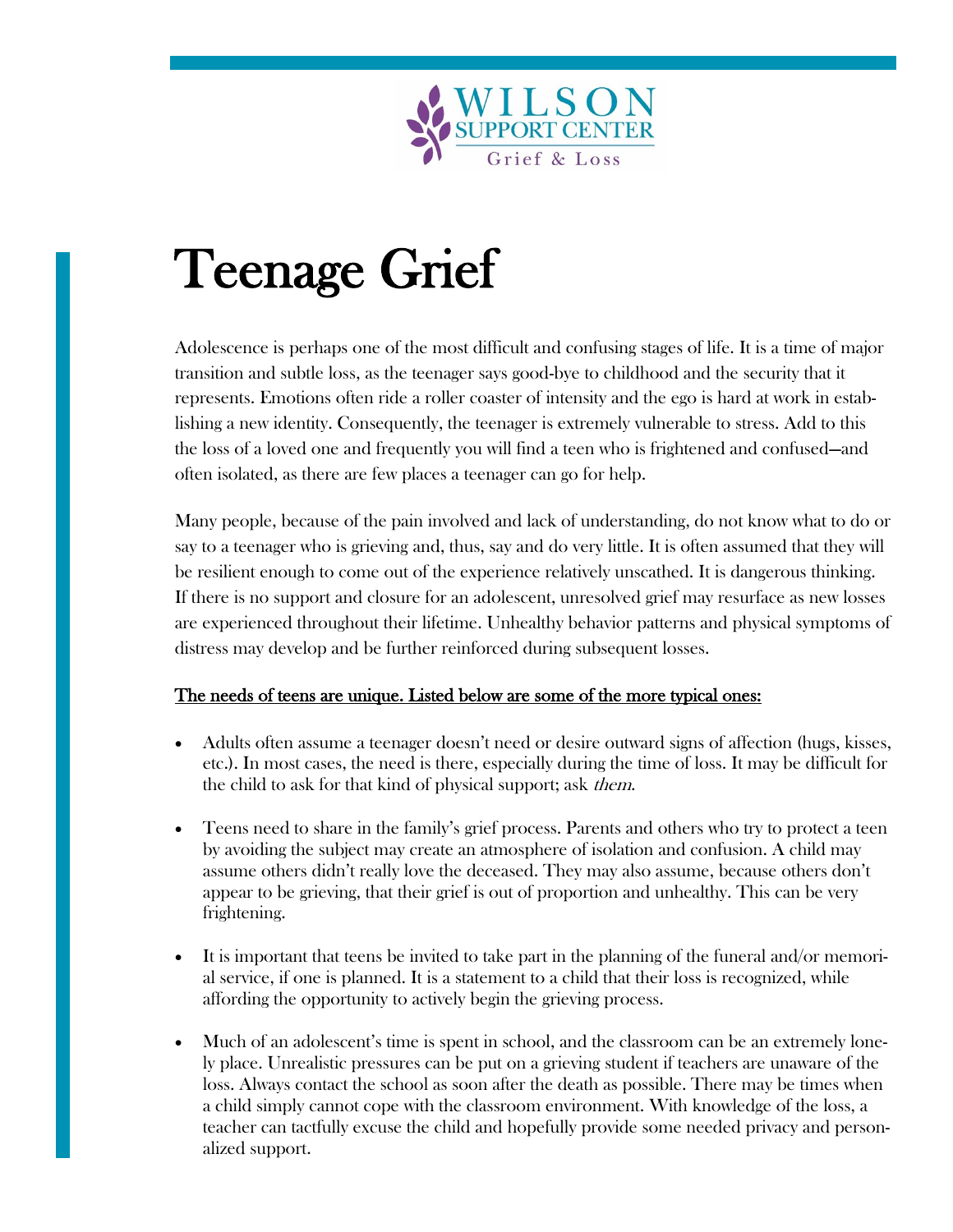WILSON SUPPORT CENTER
Grief & Loss

# Teenage Grief

Adolescence is perhaps one of the most difficult and confusing stages of life. It is a time of major transition and subtle loss, as the teenager says good-bye to childhood and the security that it represents. Emotions often ride a roller coaster of intensity and the ego is hard at work in establishing a new identity. Consequently, the teenager is extremely vulnerable to stress. Add to this the loss of a loved one and frequently you will find a teen who is frightened and confused—and often isolated, as there are few places a teenager can go for help.

Many people, because of the pain involved and lack of understanding, do not know what to do or say to a teenager who is grieving and, thus, say and do very little. It is often assumed that they will be resilient enough to come out of the experience relatively unscathed. It is dangerous thinking. If there is no support and closure for an adolescent, unresolved grief may resurface as new losses are experienced throughout their lifetime. Unhealthy behavior patterns and physical symptoms of distress may develop and be further reinforced during subsequent losses.

<u>The needs of teens are unique. Listed below are some of the more typical ones:</u>

- Adults often assume a teenager doesn't need or desire outward signs of affection (hugs, kisses, etc.). In most cases, the need is there, especially during the time of loss. It may be difficult for the child to ask for that kind of physical support; ask *them*.
- Teens need to share in the family's grief process. Parents and others who try to protect a teen by avoiding the subject may create an atmosphere of isolation and confusion. A child may assume others didn't really love the deceased. They may also assume, because others don't appear to be grieving, that their grief is out of proportion and unhealthy. This can be very frightening.
- It is important that teens be invited to take part in the planning of the funeral and/or memorial service, if one is planned. It is a statement to a child that their loss is recognized, while affording the opportunity to actively begin the grieving process.
- Much of an adolescent's time is spent in school, and the classroom can be an extremely lonely place. Unrealistic pressures can be put on a grieving student if teachers are unaware of the loss. Always contact the school as soon after the death as possible. There may be times when a child simply cannot cope with the classroom environment. With knowledge of the loss, a teacher can tactfully excuse the child and hopefully provide some needed privacy and personalized support.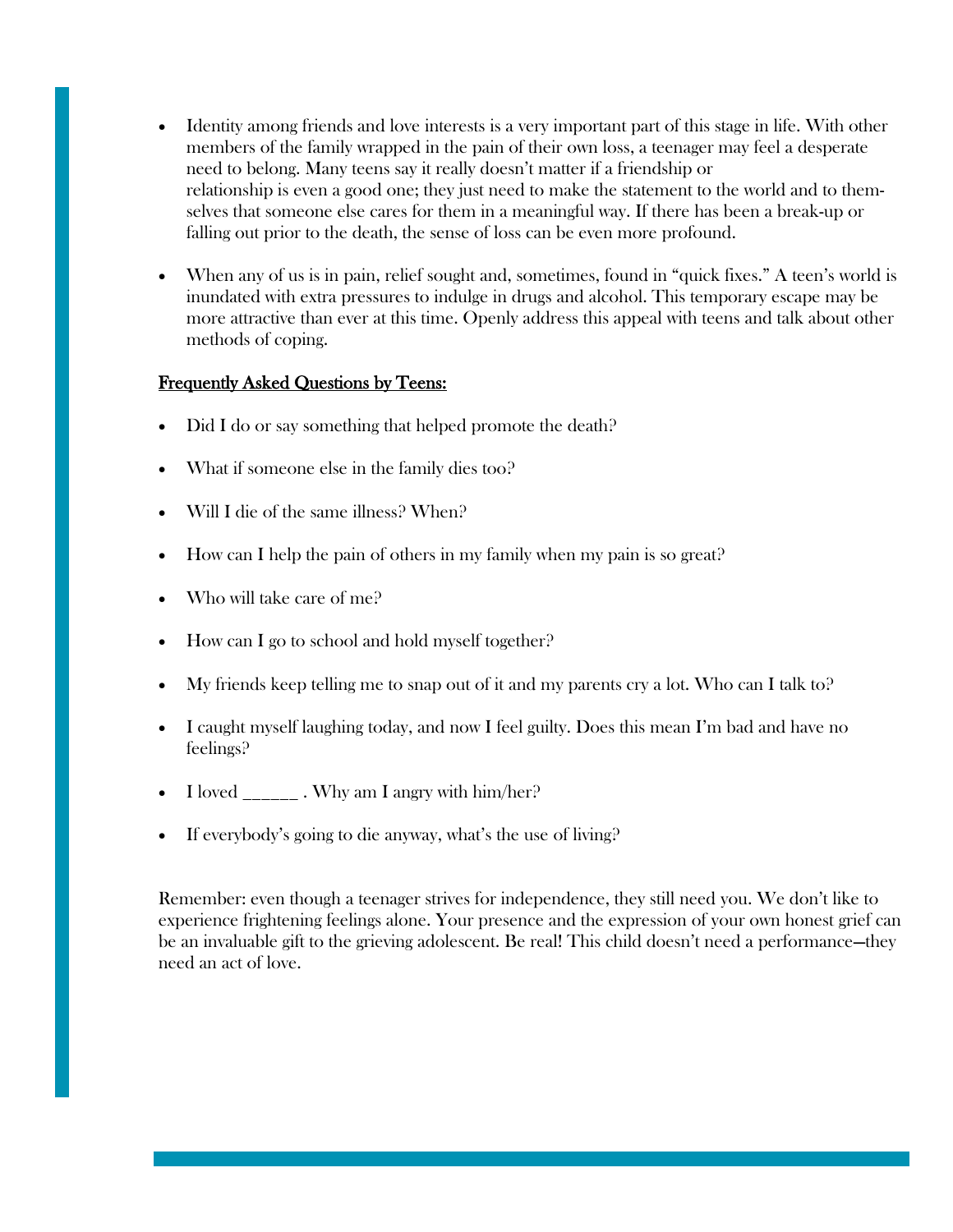- Identity among friends and love interests is a very important part of this stage in life. With other members of the family wrapped in the pain of their own loss, a teenager may feel a desperate need to belong. Many teens say it really doesn't matter if a friendship or relationship is even a good one; they just need to make the statement to the world and to themselves that someone else cares for them in a meaningful way. If there has been a break-up or falling out prior to the death, the sense of loss can be even more profound.

- When any of us is in pain, relief sought and, sometimes, found in "quick fixes." A teen's world is inundated with extra pressures to indulge in drugs and alcohol. This temporary escape may be more attractive than ever at this time. Openly address this appeal with teens and talk about other methods of coping.

<u>Frequently Asked Questions by Teens:</u>

- Did I do or say something that helped promote the death?
- What if someone else in the family dies too?
- Will I die of the same illness? When?
- How can I help the pain of others in my family when my pain is so great?
- Who will take care of me?
- How can I go to school and hold myself together?
- My friends keep telling me to snap out of it and my parents cry a lot. Who can I talk to?
- I caught myself laughing today, and now I feel guilty. Does this mean I'm bad and have no feelings?
- I loved ______ . Why am I angry with him/her?
- If everybody's going to die anyway, what's the use of living?

Remember: even though a teenager strives for independence, they still need you. We don't like to experience frightening feelings alone. Your presence and the expression of your own honest grief can be an invaluable gift to the grieving adolescent. Be real! This child doesn't need a performance—they need an act of love.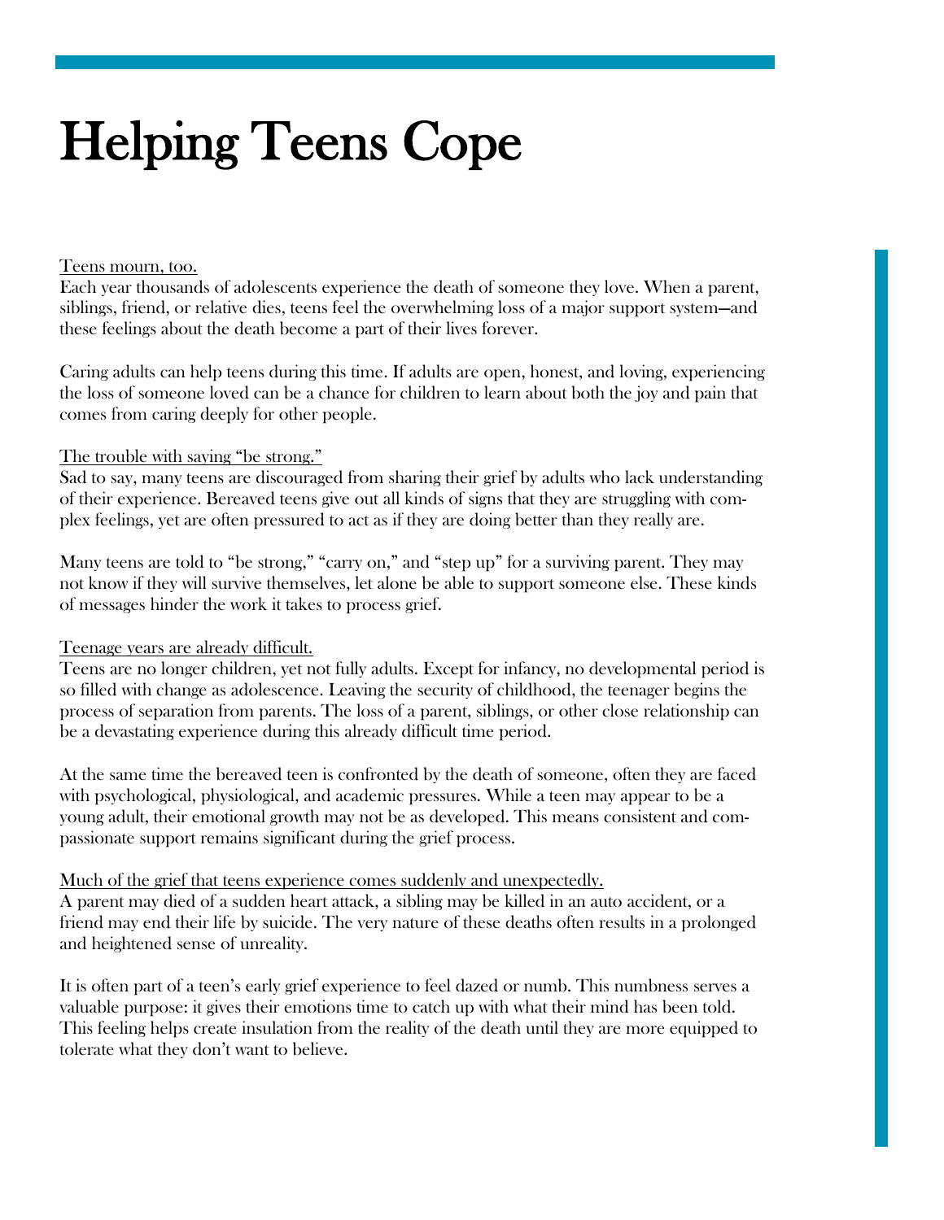# Helping Teens Cope

<u>Teens mourn, too.</u>
Each year thousands of adolescents experience the death of someone they love. When a parent, siblings, friend, or relative dies, teens feel the overwhelming loss of a major support system—and these feelings about the death become a part of their lives forever.

Caring adults can help teens during this time. If adults are open, honest, and loving, experiencing the loss of someone loved can be a chance for children to learn about both the joy and pain that comes from caring deeply for other people.

<u>The trouble with saying "be strong."</u>
Sad to say, many teens are discouraged from sharing their grief by adults who lack understanding of their experience. Bereaved teens give out all kinds of signs that they are struggling with complex feelings, yet are often pressured to act as if they are doing better than they really are.

Many teens are told to "be strong," "carry on," and "step up" for a surviving parent. They may not know if they will survive themselves, let alone be able to support someone else. These kinds of messages hinder the work it takes to process grief.

<u>Teenage years are already difficult.</u>
Teens are no longer children, yet not fully adults. Except for infancy, no developmental period is so filled with change as adolescence. Leaving the security of childhood, the teenager begins the process of separation from parents. The loss of a parent, siblings, or other close relationship can be a devastating experience during this already difficult time period.

At the same time the bereaved teen is confronted by the death of someone, often they are faced with psychological, physiological, and academic pressures. While a teen may appear to be a young adult, their emotional growth may not be as developed. This means consistent and compassionate support remains significant during the grief process.

<u>Much of the grief that teens experience comes suddenly and unexpectedly.</u>
A parent may died of a sudden heart attack, a sibling may be killed in an auto accident, or a friend may end their life by suicide. The very nature of these deaths often results in a prolonged and heightened sense of unreality.

It is often part of a teen's early grief experience to feel dazed or numb. This numbness serves a valuable purpose: it gives their emotions time to catch up with what their mind has been told. This feeling helps create insulation from the reality of the death until they are more equipped to tolerate what they don't want to believe.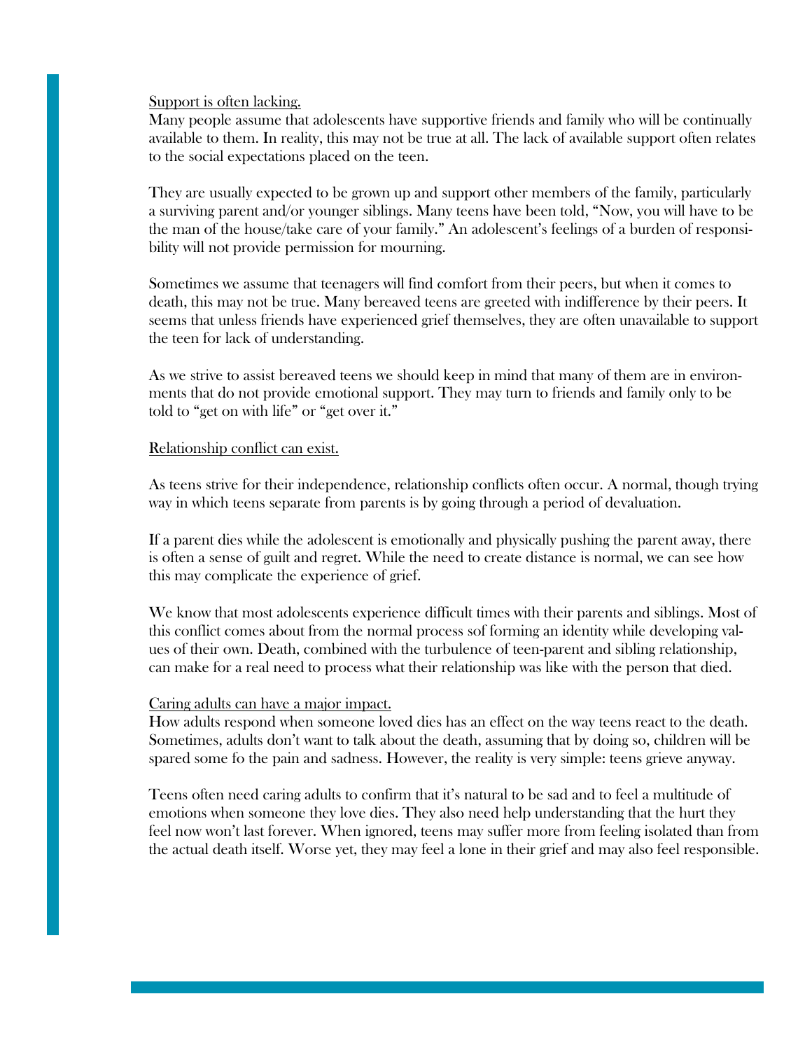<u>Support is often lacking.</u>

Many people assume that adolescents have supportive friends and family who will be continually available to them. In reality, this may not be true at all. The lack of available support often relates to the social expectations placed on the teen.

They are usually expected to be grown up and support other members of the family, particularly a surviving parent and/or younger siblings. Many teens have been told, "Now, you will have to be the man of the house/take care of your family." An adolescent's feelings of a burden of responsibility will not provide permission for mourning.

Sometimes we assume that teenagers will find comfort from their peers, but when it comes to death, this may not be true. Many bereaved teens are greeted with indifference by their peers. It seems that unless friends have experienced grief themselves, they are often unavailable to support the teen for lack of understanding.

As we strive to assist bereaved teens we should keep in mind that many of them are in environments that do not provide emotional support. They may turn to friends and family only to be told to "get on with life" or "get over it."

<u>Relationship conflict can exist.</u>

As teens strive for their independence, relationship conflicts often occur. A normal, though trying way in which teens separate from parents is by going through a period of devaluation.

If a parent dies while the adolescent is emotionally and physically pushing the parent away, there is often a sense of guilt and regret. While the need to create distance is normal, we can see how this may complicate the experience of grief.

We know that most adolescents experience difficult times with their parents and siblings. Most of this conflict comes about from the normal process sof forming an identity while developing values of their own. Death, combined with the turbulence of teen-parent and sibling relationship, can make for a real need to process what their relationship was like with the person that died.

<u>Caring adults can have a major impact.</u>

How adults respond when someone loved dies has an effect on the way teens react to the death. Sometimes, adults don't want to talk about the death, assuming that by doing so, children will be spared some fo the pain and sadness. However, the reality is very simple: teens grieve anyway.

Teens often need caring adults to confirm that it's natural to be sad and to feel a multitude of emotions when someone they love dies. They also need help understanding that the hurt they feel now won't last forever. When ignored, teens may suffer more from feeling isolated than from the actual death itself. Worse yet, they may feel a lone in their grief and may also feel responsible.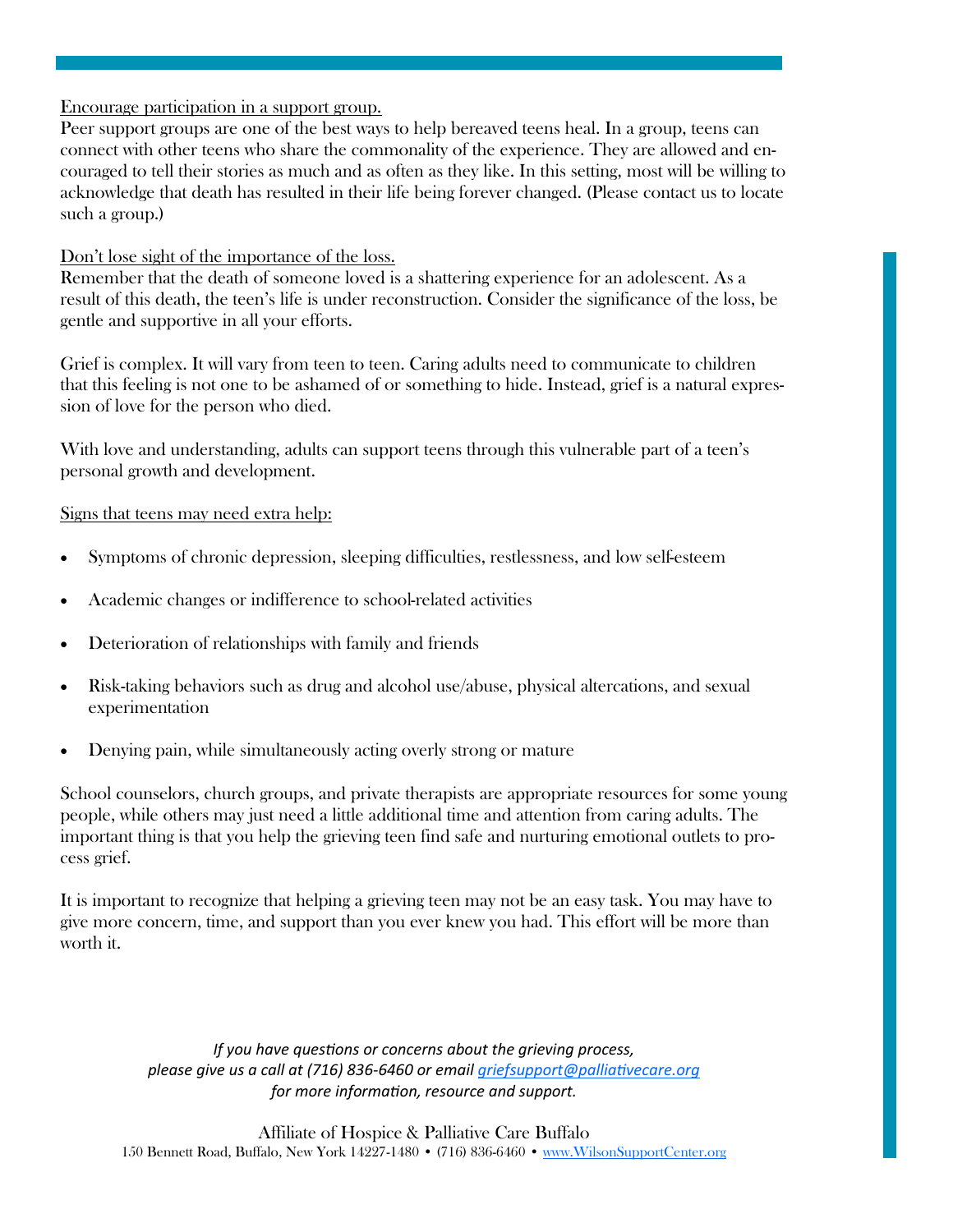Encourage participation in a support group.

Peer support groups are one of the best ways to help bereaved teens heal. In a group, teens can connect with other teens who share the commonality of the experience. They are allowed and encouraged to tell their stories as much and as often as they like. In this setting, most will be willing to acknowledge that death has resulted in their life being forever changed. (Please contact us to locate such a group.)

Don't lose sight of the importance of the loss.

Remember that the death of someone loved is a shattering experience for an adolescent. As a result of this death, the teen's life is under reconstruction. Consider the significance of the loss, be gentle and supportive in all your efforts.

Grief is complex. It will vary from teen to teen. Caring adults need to communicate to children that this feeling is not one to be ashamed of or something to hide. Instead, grief is a natural expression of love for the person who died.

With love and understanding, adults can support teens through this vulnerable part of a teen's personal growth and development.

Signs that teens may need extra help:

- Symptoms of chronic depression, sleeping difficulties, restlessness, and low self-esteem
- Academic changes or indifference to school-related activities
- Deterioration of relationships with family and friends
- Risk-taking behaviors such as drug and alcohol use/abuse, physical altercations, and sexual experimentation
- Denying pain, while simultaneously acting overly strong or mature

School counselors, church groups, and private therapists are appropriate resources for some young people, while others may just need a little additional time and attention from caring adults. The important thing is that you help the grieving teen find safe and nurturing emotional outlets to process grief.

It is important to recognize that helping a grieving teen may not be an easy task. You may have to give more concern, time, and support than you ever knew you had. This effort will be more than worth it.

*If you have questions or concerns about the grieving process, please give us a call at (716) 836-6460 or email griefsupport@palliativecare.org for more information, resource and support.*

Affiliate of Hospice & Palliative Care Buffalo

150 Bennett Road, Buffalo, New York 14227-1480 • (716) 836-6460 • www.WilsonSupportCenter.org